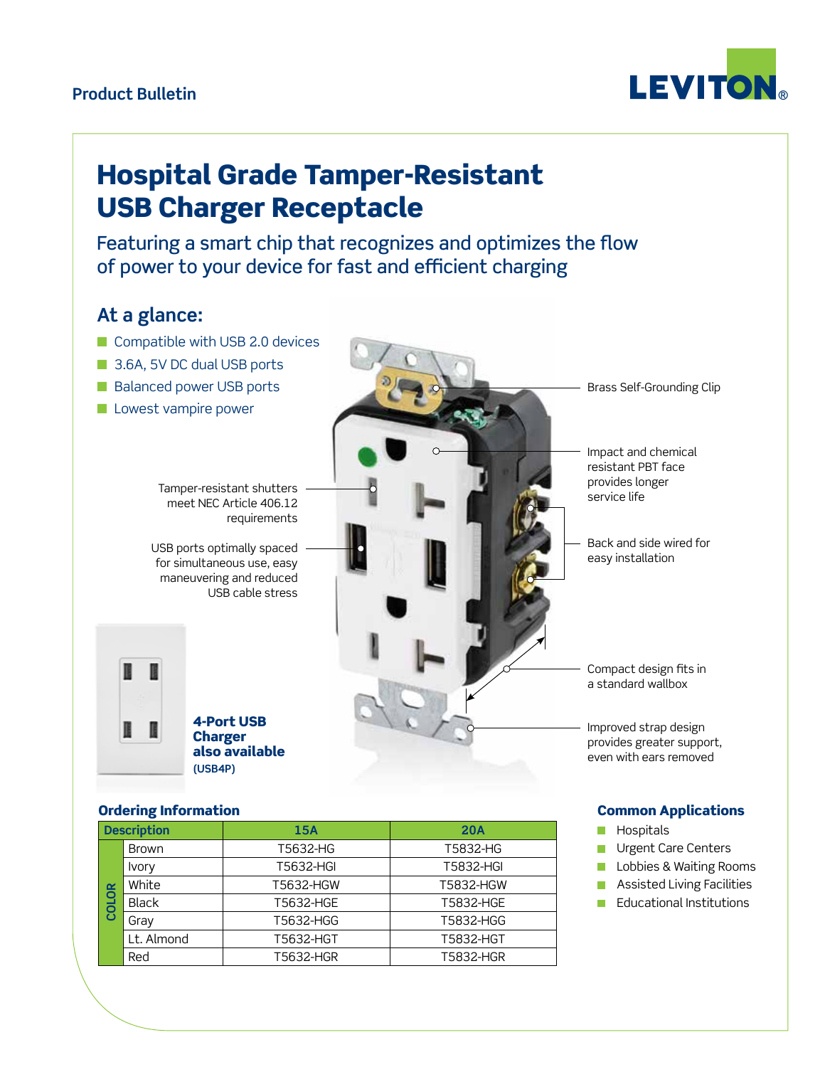Product Bulletin

# Hospital Grade Tamper-Resistant USB Charger Receptacle

## Featuring a smart chip that recognizes and optimizes the flow of power to your device for fast and efficient charging

### At a glance:

- Compatible with USB 2.0 devices
- 3.6A, 5V DC dual USB ports
- Balanced power USB ports
- Lowest vampire power

Tamper-resistant shutters meet NEC Article 406.12 requirements

USB ports optimally spaced for simultaneous use, easy maneuvering and reduced USB cable stress

Brass Self-Grounding Clip

Impact and chemical resistant PBT face provides longer service life

Back and side wired for easy installation

Compact design fits in a standard wallbox

Improved strap design provides greater support, even with ears removed

**4-Port USB Charger also available**
**(USB4P)**

### Ordering Information

| Description | | 15A | 20A |
|---|---|---|---|
| COLOR | Brown | T5632-HG | T5832-HG |
| | Ivory | T5632-HGI | T5832-HGI |
| | White | T5632-HGW | T5832-HGW |
| | Black | T5632-HGE | T5832-HGE |
| | Gray | T5632-HGG | T5832-HGG |
| | Lt. Almond | T5632-HGT | T5832-HGT |
| | Red | T5632-HGR | T5832-HGR |

### Common Applications

- Hospitals
- Urgent Care Centers
- Lobbies & Waiting Rooms
- Assisted Living Facilities
- Educational Institutions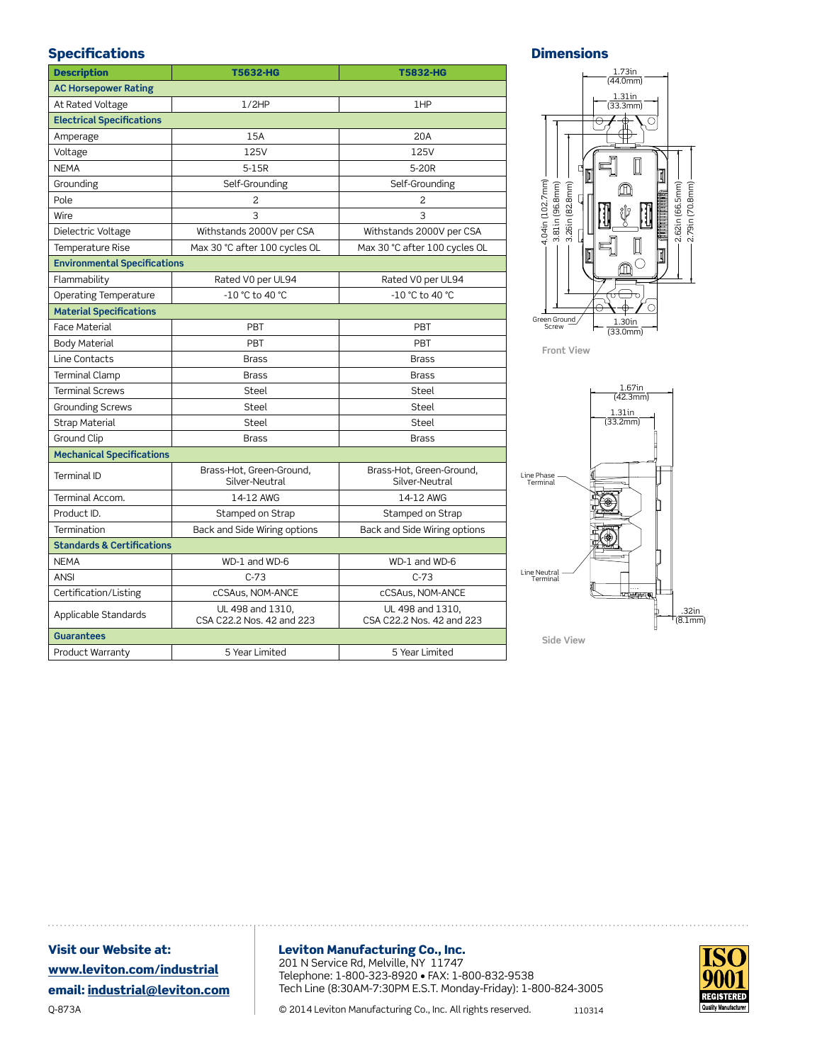## Specifications

| Description | T5632-HG | T5832-HG |
|---|---|---|
| **AC Horsepower Rating** | | |
| At Rated Voltage | 1/2HP | 1HP |
| **Electrical Specifications** | | |
| Amperage | 15A | 20A |
| Voltage | 125V | 125V |
| NEMA | 5-15R | 5-20R |
| Grounding | Self-Grounding | Self-Grounding |
| Pole | 2 | 2 |
| Wire | 3 | 3 |
| Dielectric Voltage | Withstands 2000V per CSA | Withstands 2000V per CSA |
| Temperature Rise | Max 30 °C after 100 cycles OL | Max 30 °C after 100 cycles OL |
| **Environmental Specifications** | | |
| Flammability | Rated V0 per UL94 | Rated V0 per UL94 |
| Operating Temperature | -10 °C to 40 °C | -10 °C to 40 °C |
| **Material Specifications** | | |
| Face Material | PBT | PBT |
| Body Material | PBT | PBT |
| Line Contacts | Brass | Brass |
| Terminal Clamp | Brass | Brass |
| Terminal Screws | Steel | Steel |
| Grounding Screws | Steel | Steel |
| Strap Material | Steel | Steel |
| Ground Clip | Brass | Brass |
| **Mechanical Specifications** | | |
| Terminal ID | Brass-Hot, Green-Ground, Silver-Neutral | Brass-Hot, Green-Ground, Silver-Neutral |
| Terminal Accom. | 14-12 AWG | 14-12 AWG |
| Product ID. | Stamped on Strap | Stamped on Strap |
| Termination | Back and Side Wiring options | Back and Side Wiring options |
| **Standards & Certifications** | | |
| NEMA | WD-1 and WD-6 | WD-1 and WD-6 |
| ANSI | C-73 | C-73 |
| Certification/Listing | cCSAus, NOM-ANCE | cCSAus, NOM-ANCE |
| Applicable Standards | UL 498 and 1310, CSA C22.2 Nos. 42 and 223 | UL 498 and 1310, CSA C22.2 Nos. 42 and 223 |
| **Guarantees** | | |
| Product Warranty | 5 Year Limited | 5 Year Limited |

## Dimensions

1.73in (44.0mm)
1.31in (33.3mm)
4.04in (102.7mm)
3.81in (96.8mm)
3.26in (82.8mm)
2.62in (66.5mm)
2.79in (70.8mm)
Green Ground Screw
1.30in (33.0mm)

Front View

1.67in (42.3mm)
1.31in (33.2mm)
Line Phase Terminal
Line Neutral Terminal
.32in (8.1mm)

Side View

**Visit our Website at:**
**www.leviton.com/industrial**
**email: industrial@leviton.com**

Q-873A

**Leviton Manufacturing Co., Inc.**
201 N Service Rd, Melville, NY 11747
Telephone: 1-800-323-8920 • FAX: 1-800-832-9538
Tech Line (8:30AM-7:30PM E.S.T. Monday-Friday): 1-800-824-3005

© 2014 Leviton Manufacturing Co., Inc. All rights reserved. 110314

ISO 9001 REGISTERED Quality Manufacturer